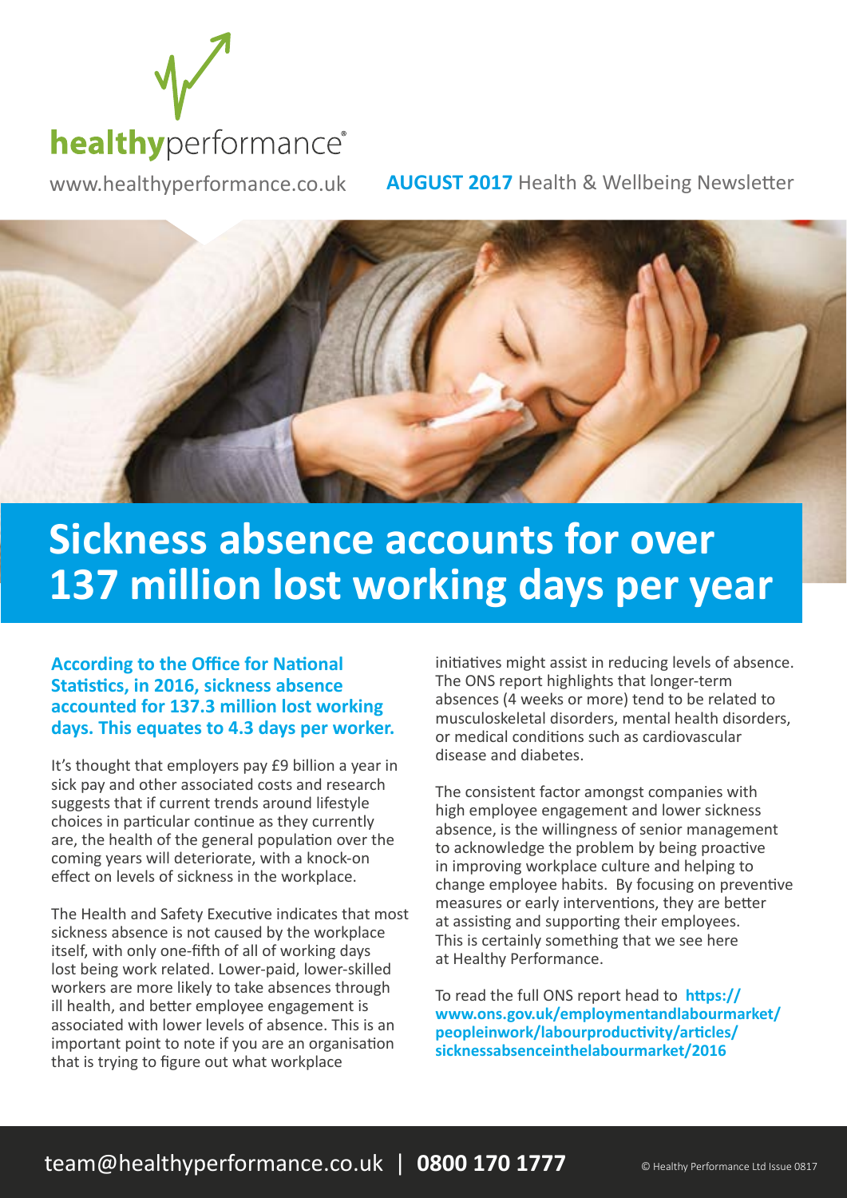**healthy**performance®

www.healthyperformance.co.uk

**AUGUST 2017** Health & Wellbeing Newsletter

# Sickness absence accounts for over 137 million lost working days per year

**According to the Office for National Statistics, in 2016, sickness absence accounted for 137.3 million lost working days. This equates to 4.3 days per worker.**

It's thought that employers pay £9 billion a year in sick pay and other associated costs and research suggests that if current trends around lifestyle choices in particular continue as they currently are, the health of the general population over the coming years will deteriorate, with a knock-on effect on levels of sickness in the workplace.

The Health and Safety Executive indicates that most sickness absence is not caused by the workplace itself, with only one-fifth of all of working days lost being work related. Lower-paid, lower-skilled workers are more likely to take absences through ill health, and better employee engagement is associated with lower levels of absence. This is an important point to note if you are an organisation that is trying to figure out what workplace initiatives might assist in reducing levels of absence. The ONS report highlights that longer-term absences (4 weeks or more) tend to be related to musculoskeletal disorders, mental health disorders, or medical conditions such as cardiovascular disease and diabetes.

The consistent factor amongst companies with high employee engagement and lower sickness absence, is the willingness of senior management to acknowledge the problem by being proactive in improving workplace culture and helping to change employee habits. By focusing on preventive measures or early interventions, they are better at assisting and supporting their employees. This is certainly something that we see here at Healthy Performance.

To read the full ONS report head to **https://www.ons.gov.uk/employmentandlabourmarket/peopleinwork/labourproductivity/articles/sicknessabsenceinthelabourmarket/2016**

team@healthyperformance.co.uk | **0800 170 1777**

© Healthy Performance Ltd Issue 0817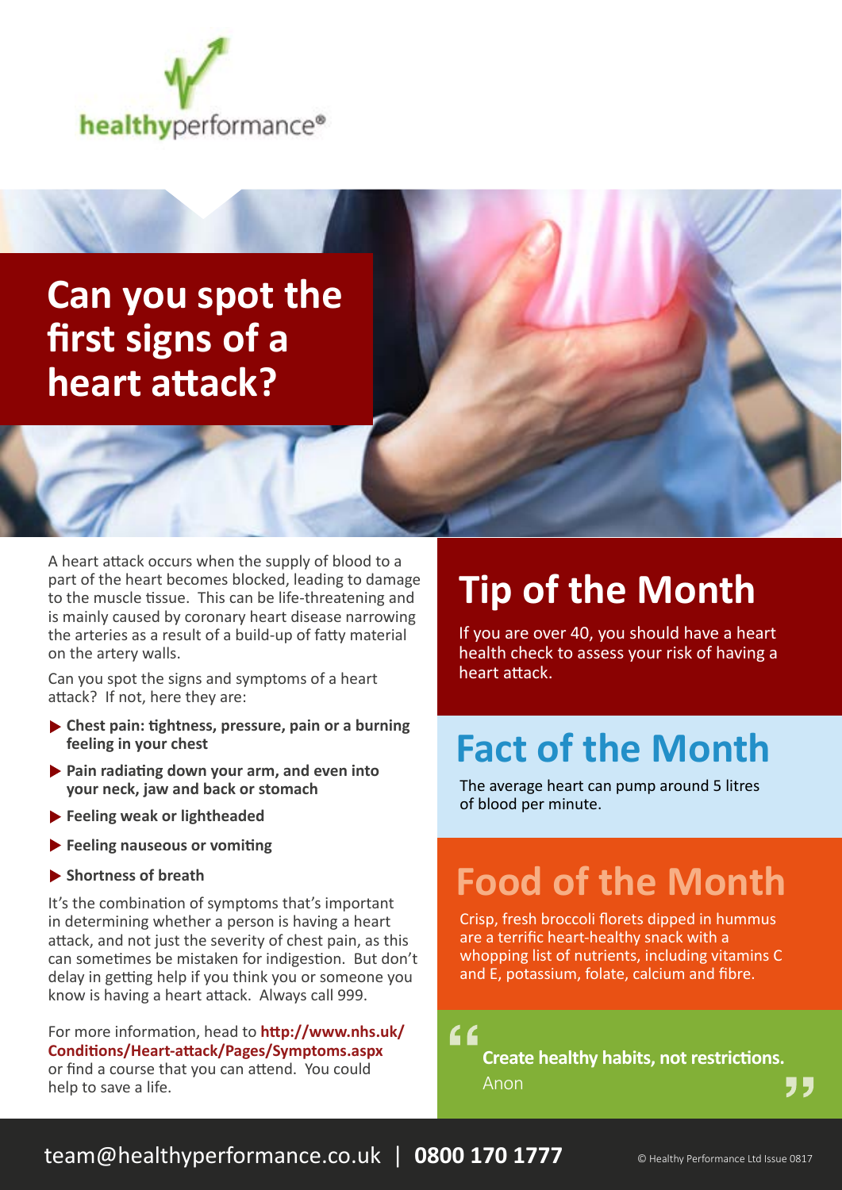healthyperformance®

# Can you spot the first signs of a heart attack?

A heart attack occurs when the supply of blood to a part of the heart becomes blocked, leading to damage to the muscle tissue. This can be life-threatening and is mainly caused by coronary heart disease narrowing the arteries as a result of a build-up of fatty material on the artery walls.

Can you spot the signs and symptoms of a heart attack? If not, here they are:

- **Chest pain: tightness, pressure, pain or a burning feeling in your chest**
- **Pain radiating down your arm, and even into your neck, jaw and back or stomach**
- **Feeling weak or lightheaded**
- **Feeling nauseous or vomiting**
- **Shortness of breath**

It's the combination of symptoms that's important in determining whether a person is having a heart attack, and not just the severity of chest pain, as this can sometimes be mistaken for indigestion. But don't delay in getting help if you think you or someone you know is having a heart attack. Always call 999.

For more information, head to **http://www.nhs.uk/Conditions/Heart-attack/Pages/Symptoms.aspx** or find a course that you can attend. You could help to save a life.

## Tip of the Month

If you are over 40, you should have a heart health check to assess your risk of having a heart attack.

## Fact of the Month

The average heart can pump around 5 litres of blood per minute.

## Food of the Month

Crisp, fresh broccoli florets dipped in hummus are a terrific heart-healthy snack with a whopping list of nutrients, including vitamins C and E, potassium, folate, calcium and fibre.

> **Create healthy habits, not restrictions.**
> Anon

team@healthyperformance.co.uk | **0800 170 1777**

© Healthy Performance Ltd Issue 0817